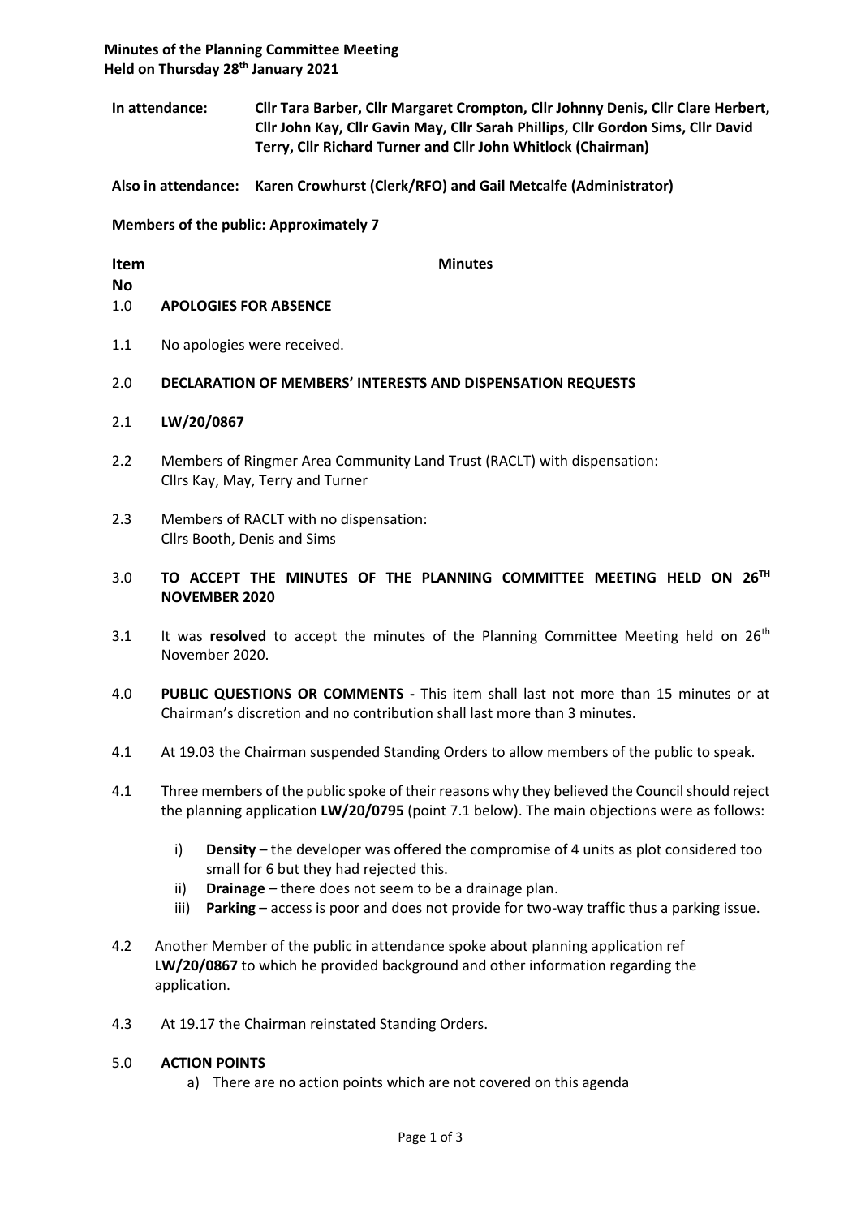**Minutes of the Planning Committee Meeting**
**Held on Thursday 28th January 2021**

**In attendance:** **Cllr Tara Barber, Cllr Margaret Crompton, Cllr Johnny Denis, Cllr Clare Herbert, Cllr John Kay, Cllr Gavin May, Cllr Sarah Phillips, Cllr Gordon Sims, Cllr David Terry, Cllr Richard Turner and Cllr John Whitlock (Chairman)**

**Also in attendance:** **Karen Crowhurst (Clerk/RFO) and Gail Metcalfe (Administrator)**

**Members of the public: Approximately 7**

| **Item No** | **Minutes** |
|---|---|

1.0 **APOLOGIES FOR ABSENCE**

1.1 No apologies were received.

2.0 **DECLARATION OF MEMBERS' INTERESTS AND DISPENSATION REQUESTS**

2.1 **LW/20/0867**

2.2 Members of Ringmer Area Community Land Trust (RACLT) with dispensation: Cllrs Kay, May, Terry and Turner

2.3 Members of RACLT with no dispensation: Cllrs Booth, Denis and Sims

3.0 **TO ACCEPT THE MINUTES OF THE PLANNING COMMITTEE MEETING HELD ON 26TH NOVEMBER 2020**

3.1 It was **resolved** to accept the minutes of the Planning Committee Meeting held on 26th November 2020.

4.0 **PUBLIC QUESTIONS OR COMMENTS -** This item shall last not more than 15 minutes or at Chairman's discretion and no contribution shall last more than 3 minutes.

4.1 At 19.03 the Chairman suspended Standing Orders to allow members of the public to speak.

4.1 Three members of the public spoke of their reasons why they believed the Council should reject the planning application **LW/20/0795** (point 7.1 below). The main objections were as follows:

i) **Density** – the developer was offered the compromise of 4 units as plot considered too small for 6 but they had rejected this.
ii) **Drainage** – there does not seem to be a drainage plan.
iii) **Parking** – access is poor and does not provide for two-way traffic thus a parking issue.

4.2 Another Member of the public in attendance spoke about planning application ref **LW/20/0867** to which he provided background and other information regarding the application.

4.3 At 19.17 the Chairman reinstated Standing Orders.

5.0 **ACTION POINTS**

a) There are no action points which are not covered on this agenda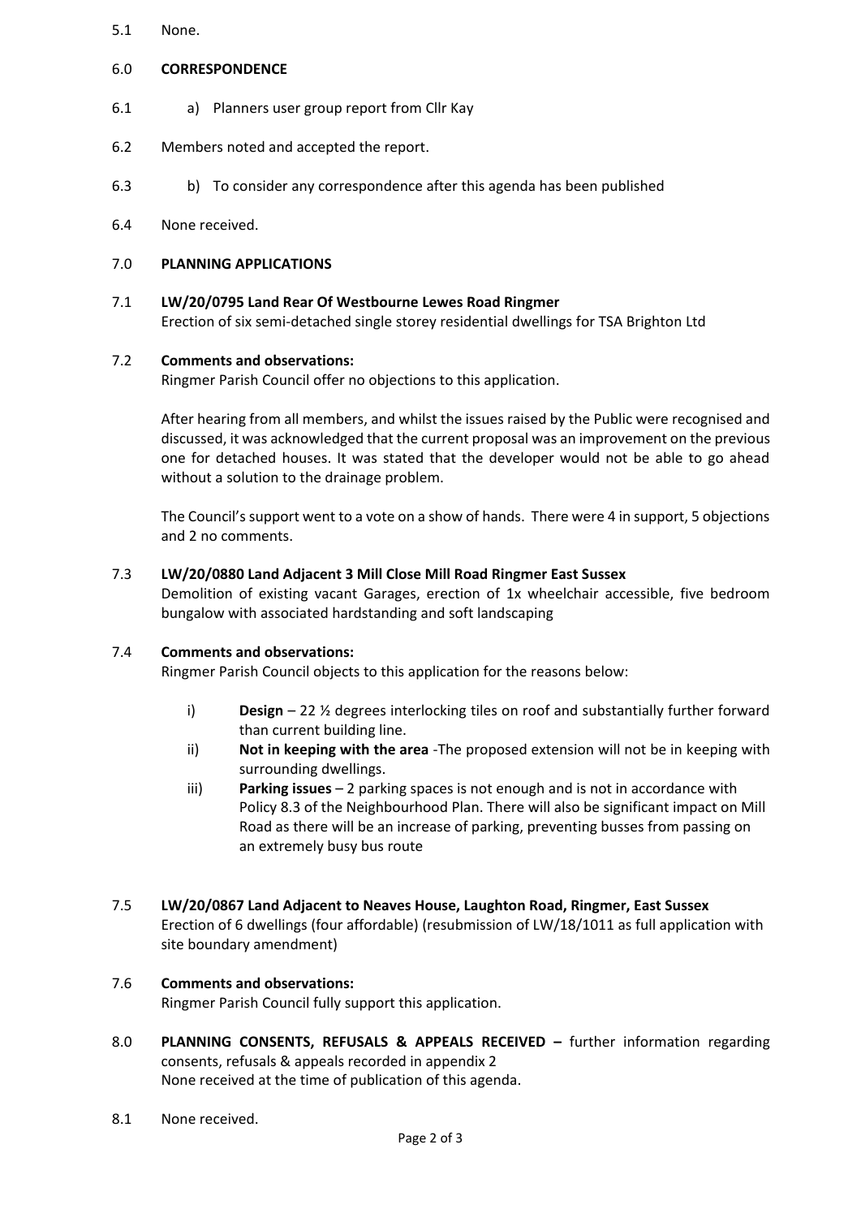5.1 None.

6.0 **CORRESPONDENCE**

6.1 a) Planners user group report from Cllr Kay

6.2 Members noted and accepted the report.

6.3 b) To consider any correspondence after this agenda has been published

6.4 None received.

7.0 **PLANNING APPLICATIONS**

7.1 **LW/20/0795 Land Rear Of Westbourne Lewes Road Ringmer**
Erection of six semi-detached single storey residential dwellings for TSA Brighton Ltd

7.2 **Comments and observations:**
Ringmer Parish Council offer no objections to this application.

After hearing from all members, and whilst the issues raised by the Public were recognised and discussed, it was acknowledged that the current proposal was an improvement on the previous one for detached houses. It was stated that the developer would not be able to go ahead without a solution to the drainage problem.

The Council's support went to a vote on a show of hands. There were 4 in support, 5 objections and 2 no comments.

7.3 **LW/20/0880 Land Adjacent 3 Mill Close Mill Road Ringmer East Sussex**
Demolition of existing vacant Garages, erection of 1x wheelchair accessible, five bedroom bungalow with associated hardstanding and soft landscaping

7.4 **Comments and observations:**
Ringmer Parish Council objects to this application for the reasons below:

i) **Design** – 22 ½ degrees interlocking tiles on roof and substantially further forward than current building line.
ii) **Not in keeping with the area** -The proposed extension will not be in keeping with surrounding dwellings.
iii) **Parking issues** – 2 parking spaces is not enough and is not in accordance with Policy 8.3 of the Neighbourhood Plan. There will also be significant impact on Mill Road as there will be an increase of parking, preventing busses from passing on an extremely busy bus route

7.5 **LW/20/0867 Land Adjacent to Neaves House, Laughton Road, Ringmer, East Sussex**
Erection of 6 dwellings (four affordable) (resubmission of LW/18/1011 as full application with site boundary amendment)

7.6 **Comments and observations:**
Ringmer Parish Council fully support this application.

8.0 **PLANNING CONSENTS, REFUSALS & APPEALS RECEIVED –** further information regarding consents, refusals & appeals recorded in appendix 2
None received at the time of publication of this agenda.

8.1 None received.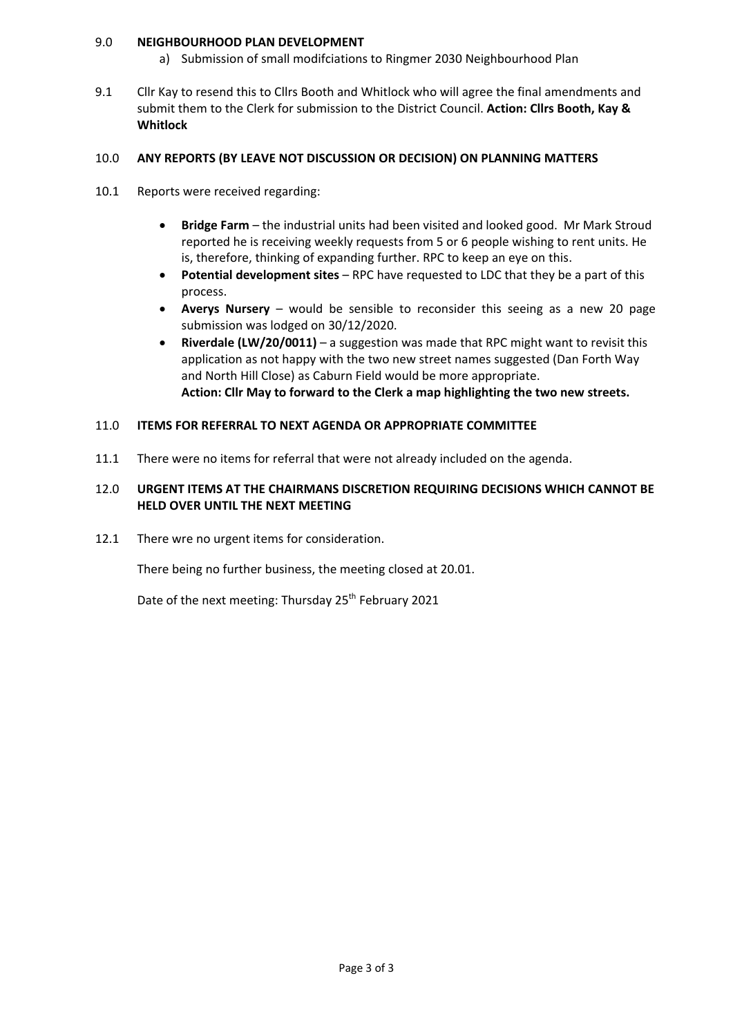9.0 **NEIGHBOURHOOD PLAN DEVELOPMENT**

a) Submission of small modifciations to Ringmer 2030 Neighbourhood Plan

9.1 Cllr Kay to resend this to Cllrs Booth and Whitlock who will agree the final amendments and submit them to the Clerk for submission to the District Council. **Action: Cllrs Booth, Kay & Whitlock**

10.0 **ANY REPORTS (BY LEAVE NOT DISCUSSION OR DECISION) ON PLANNING MATTERS**

10.1 Reports were received regarding:

- **Bridge Farm** – the industrial units had been visited and looked good. Mr Mark Stroud reported he is receiving weekly requests from 5 or 6 people wishing to rent units. He is, therefore, thinking of expanding further. RPC to keep an eye on this.
- **Potential development sites** – RPC have requested to LDC that they be a part of this process.
- **Averys Nursery** – would be sensible to reconsider this seeing as a new 20 page submission was lodged on 30/12/2020.
- **Riverdale (LW/20/0011)** – a suggestion was made that RPC might want to revisit this application as not happy with the two new street names suggested (Dan Forth Way and North Hill Close) as Caburn Field would be more appropriate.
  **Action: Cllr May to forward to the Clerk a map highlighting the two new streets.**

11.0 **ITEMS FOR REFERRAL TO NEXT AGENDA OR APPROPRIATE COMMITTEE**

11.1 There were no items for referral that were not already included on the agenda.

12.0 **URGENT ITEMS AT THE CHAIRMANS DISCRETION REQUIRING DECISIONS WHICH CANNOT BE HELD OVER UNTIL THE NEXT MEETING**

12.1 There wre no urgent items for consideration.

There being no further business, the meeting closed at 20.01.

Date of the next meeting: Thursday 25th February 2021